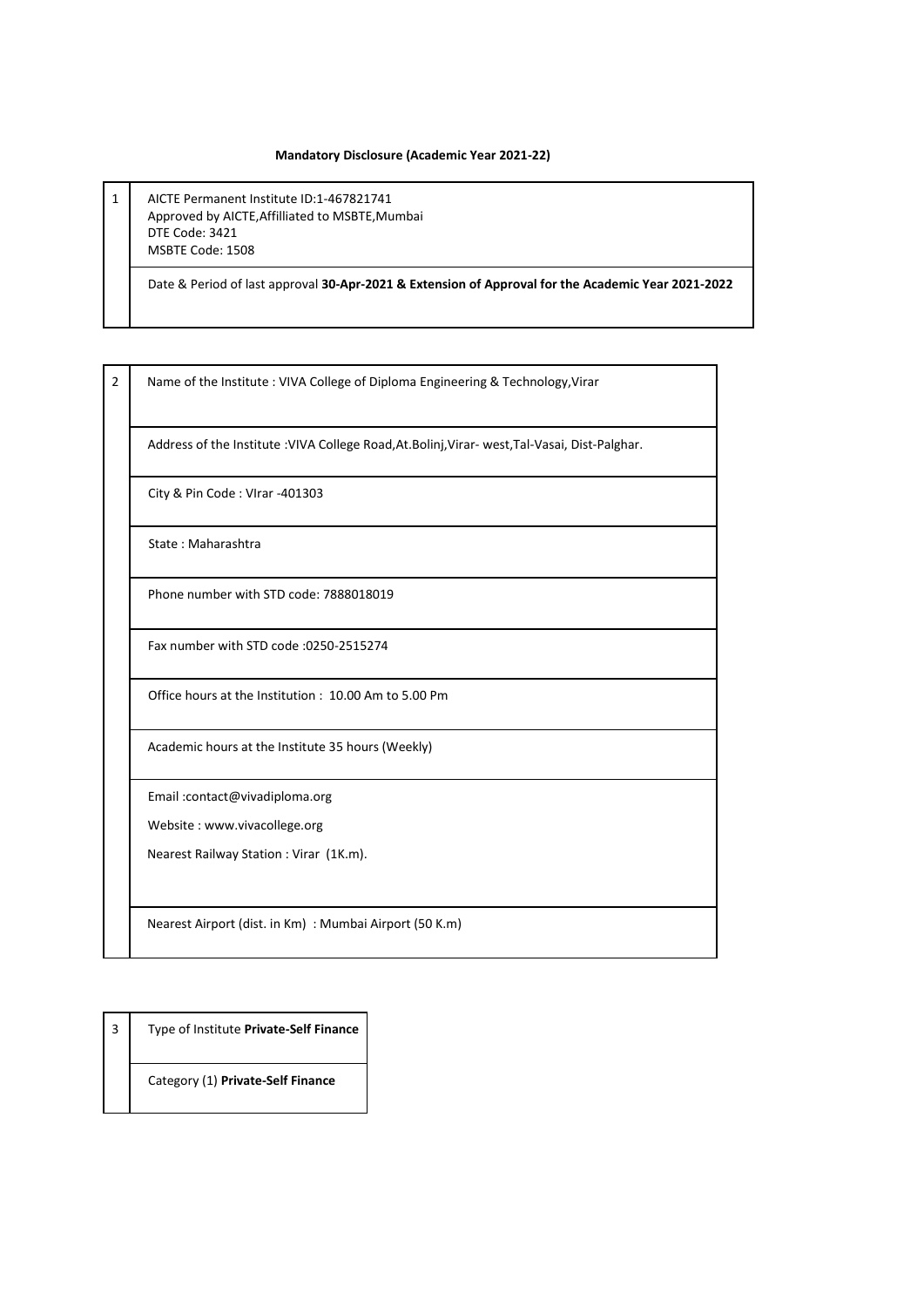**Mandatory Disclosure (Academic Year 2021-22)**

| 1 | AICTE Permanent Institute ID:1-467821741<br>Approved by AICTE,Affilliated to MSBTE,Mumbai<br>DTE Code: 3421<br>MSBTE Code: 1508 |
|---|---|
| | Date & Period of last approval **30-Apr-2021 & Extension of Approval for the Academic Year 2021-2022** |

| 2 | Name of the Institute : VIVA College of Diploma Engineering & Technology,Virar |
|---|---|
| | Address of the Institute :VIVA College Road,At.Bolinj,Virar- west,Tal-Vasai, Dist-Palghar. |
| | City & Pin Code : VIrar -401303 |
| | State : Maharashtra |
| | Phone number with STD code: 7888018019 |
| | Fax number with STD code :0250-2515274 |
| | Office hours at the Institution : 10.00 Am to 5.00 Pm |
| | Academic hours at the Institute 35 hours (Weekly) |
| | Email :contact@vivadiploma.org<br>Website : www.vivacollege.org<br>Nearest Railway Station : Virar (1K.m). |
| | Nearest Airport (dist. in Km) : Mumbai Airport (50 K.m) |

| 3 | Type of Institute **Private-Self Finance** |
|---|---|
| | Category (1) **Private-Self Finance** |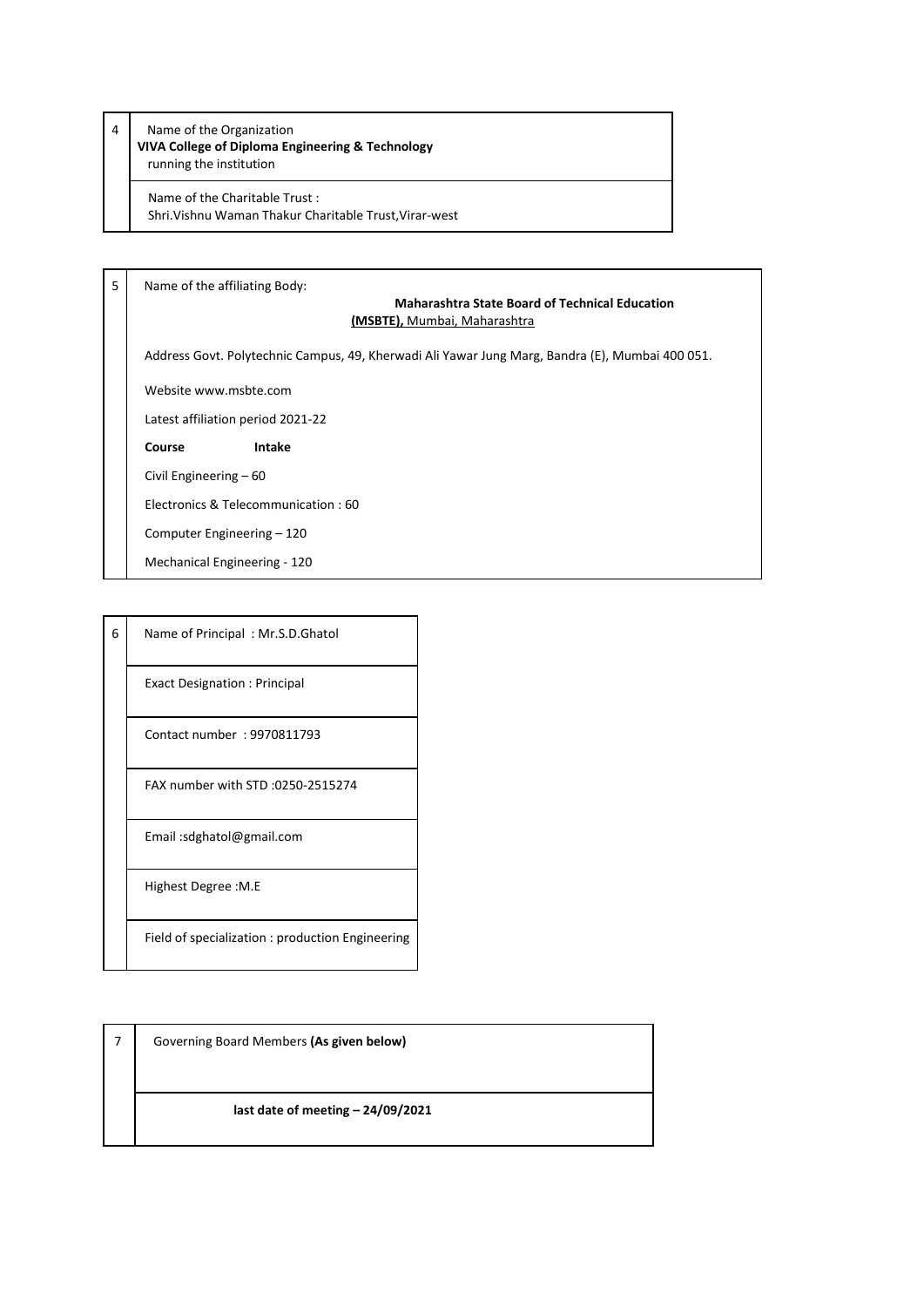| 4 | Name of the Organization<br>**VIVA College of Diploma Engineering & Technology**<br>running the institution |
|---|---|
| | Name of the Charitable Trust :<br>Shri.Vishnu Waman Thakur Charitable Trust,Virar-west |

| 5 | Name of the affiliating Body:<br>**Maharashtra State Board of Technical Education (MSBTE),** Mumbai, Maharashtra |
|---|---|
| | Address Govt. Polytechnic Campus, 49, Kherwadi Ali Yawar Jung Marg, Bandra (E), Mumbai 400 051. |
| | Website www.msbte.com |
| | Latest affiliation period 2021-22 |
| | **Course** **Intake** |
| | Civil Engineering – 60 |
| | Electronics & Telecommunication : 60 |
| | Computer Engineering – 120 |
| | Mechanical Engineering - 120 |

| 6 | Name of Principal : Mr.S.D.Ghatol |
|---|---|
| | Exact Designation : Principal |
| | Contact number : 9970811793 |
| | FAX number with STD :0250-2515274 |
| | Email :sdghatol@gmail.com |
| | Highest Degree :M.E |
| | Field of specialization : production Engineering |

| 7 | Governing Board Members **(As given below)** |
|---|---|
| | **last date of meeting – 24/09/2021** |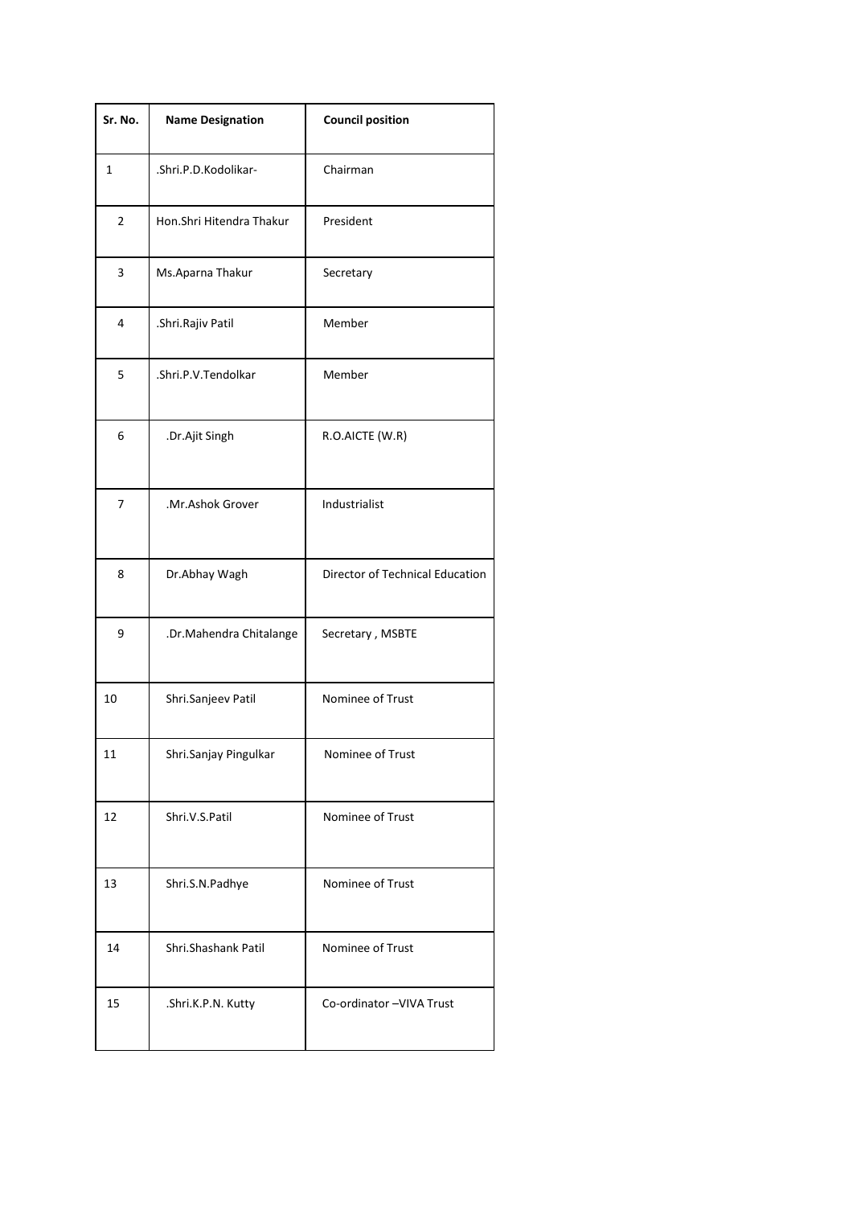| Sr. No. | Name Designation | Council position |
|---|---|---|
| 1 | .Shri.P.D.Kodolikar- | Chairman |
| 2 | Hon.Shri Hitendra Thakur | President |
| 3 | Ms.Aparna Thakur | Secretary |
| 4 | .Shri.Rajiv Patil | Member |
| 5 | .Shri.P.V.Tendolkar | Member |
| 6 | .Dr.Ajit Singh | R.O.AICTE (W.R) |
| 7 | .Mr.Ashok Grover | Industrialist |
| 8 | Dr.Abhay Wagh | Director of Technical Education |
| 9 | .Dr.Mahendra Chitalange | Secretary , MSBTE |
| 10 | Shri.Sanjeev Patil | Nominee of Trust |
| 11 | Shri.Sanjay Pingulkar | Nominee of Trust |
| 12 | Shri.V.S.Patil | Nominee of Trust |
| 13 | Shri.S.N.Padhye | Nominee of Trust |
| 14 | Shri.Shashank Patil | Nominee of Trust |
| 15 | .Shri.K.P.N. Kutty | Co-ordinator –VIVA Trust |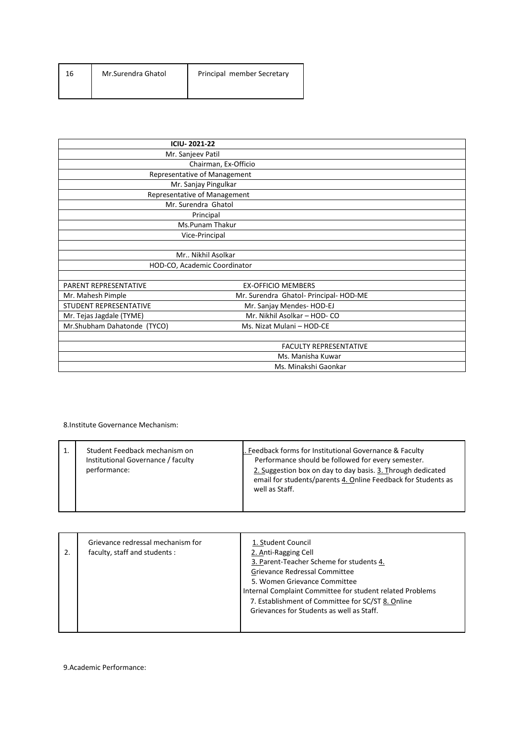| 16 | Mr.Surendra Ghatol | Principal member Secretary |
|---|---|---|

| ICIU- 2021-22 | |
|---|---|
| Mr. Sanjeev Patil | |
| Chairman, Ex-Officio | |
| Representative of Management | |
| Mr. Sanjay Pingulkar | |
| Representative of Management | |
| Mr. Surendra Ghatol | |
| Principal | |
| Ms.Punam Thakur | |
| Vice-Principal | |
| | |
| Mr.. Nikhil Asolkar | |
| HOD-CO, Academic Coordinator | |
| | |
| PARENT REPRESENTATIVE | EX-OFFICIO MEMBERS |
| Mr. Mahesh Pimple | Mr. Surendra Ghatol- Principal- HOD-ME |
| STUDENT REPRESENTATIVE | Mr. Sanjay Mendes- HOD-EJ |
| Mr. Tejas Jagdale (TYME) | Mr. Nikhil Asolkar – HOD- CO |
| Mr.Shubham Dahatonde (TYCO) | Ms. Nizat Mulani – HOD-CE |
| | |
| | FACULTY REPRESENTATIVE |
| | Ms. Manisha Kuwar |
| | Ms. Minakshi Gaonkar |

8.Institute Governance Mechanism:

| 1. | Student Feedback mechanism on Institutional Governance / faculty performance: | . Feedback forms for Institutional Governance & Faculty Performance should be followed for every semester. 2. Suggestion box on day to day basis. 3. Through dedicated email for students/parents 4. Online Feedback for Students as well as Staff. |
|---|---|---|

| 2. | Grievance redressal mechanism for faculty, staff and students : | 1. Student Council 2. Anti-Ragging Cell 3. Parent-Teacher Scheme for students 4. Grievance Redressal Committee 5. Women Grievance Committee Internal Complaint Committee for student related Problems 7. Establishment of Committee for SC/ST 8. Online Grievances for Students as well as Staff. |
|---|---|---|

9.Academic Performance: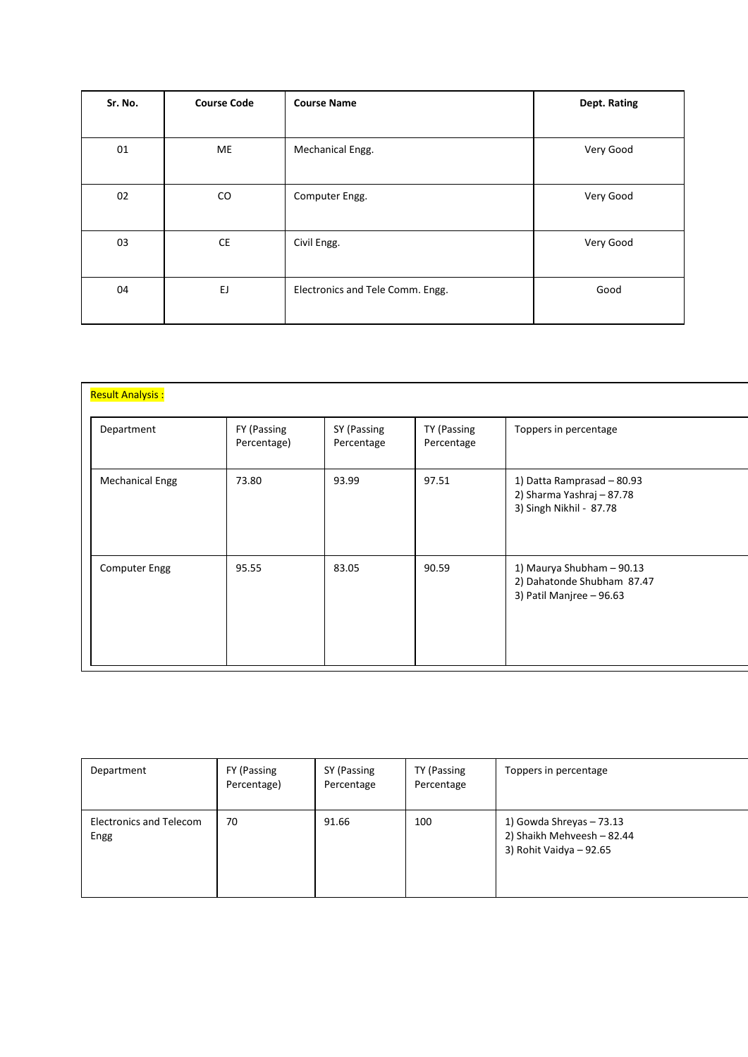| Sr. No. | Course Code | Course Name | Dept. Rating |
|---|---|---|---|
| 01 | ME | Mechanical Engg. | Very Good |
| 02 | CO | Computer Engg. | Very Good |
| 03 | CE | Civil Engg. | Very Good |
| 04 | EJ | Electronics and Tele Comm. Engg. | Good |

Result Analysis :

| Department | FY (Passing Percentage) | SY (Passing Percentage | TY (Passing Percentage | Toppers in percentage |
|---|---|---|---|---|
| Mechanical Engg | 73.80 | 93.99 | 97.51 | 1) Datta Ramprasad – 80.93<br>2) Sharma Yashraj – 87.78<br>3) Singh Nikhil - 87.78 |
| Computer Engg | 95.55 | 83.05 | 90.59 | 1) Maurya Shubham – 90.13<br>2) Dahatonde Shubham 87.47<br>3) Patil Manjree – 96.63 |
| Electronics and Telecom Engg | 70 | 91.66 | 100 | 1) Gowda Shreyas – 73.13<br>2) Shaikh Mehveesh – 82.44<br>3) Rohit Vaidya – 92.65 |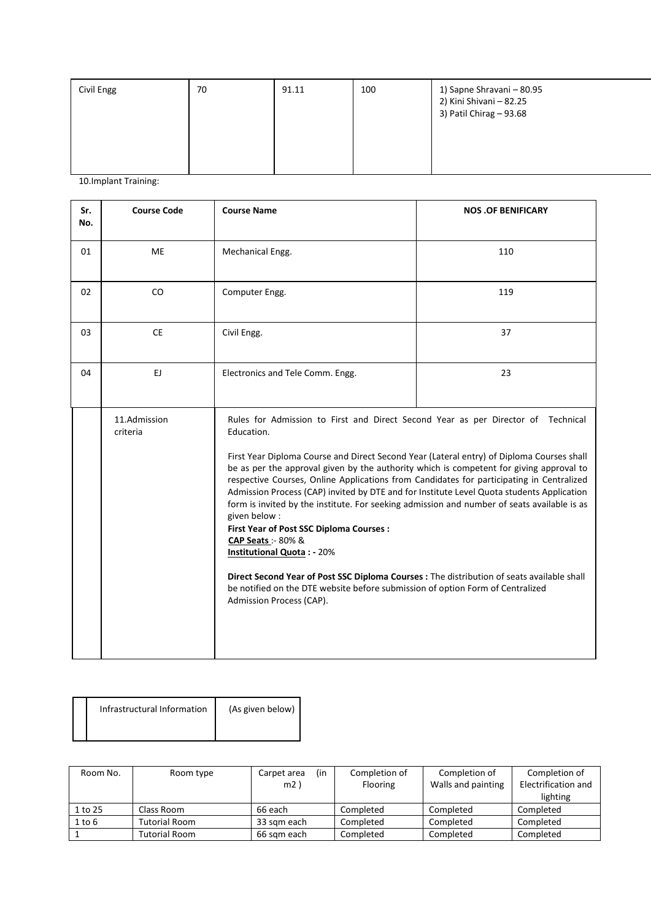| Civil Engg | 70 | 91.11 | 100 | 1) Sapne Shravani – 80.95<br>2) Kini Shivani – 82.25<br>3) Patil Chirag – 93.68 |
|---|---|---|---|---|

10.Implant Training:

| Sr. No. | Course Code | Course Name | NOS .OF BENIFICARY |
|---|---|---|---|
| 01 | ME | Mechanical Engg. | 110 |
| 02 | CO | Computer Engg. | 119 |
| 03 | CE | Civil Engg. | 37 |
| 04 | EJ | Electronics and Tele Comm. Engg. | 23 |

| 11.Admission criteria | Rules for Admission to First and Direct Second Year as per Director of Technical Education.<br><br>First Year Diploma Course and Direct Second Year (Lateral entry) of Diploma Courses shall be as per the approval given by the authority which is competent for giving approval to respective Courses, Online Applications from Candidates for participating in Centralized Admission Process (CAP) invited by DTE and for Institute Level Quota students Application form is invited by the institute. For seeking admission and number of seats available is as given below :<br>**First Year of Post SSC Diploma Courses :**<br>**CAP Seats** :- 80% &<br>**Institutional Quota : -** 20%<br><br>**Direct Second Year of Post SSC Diploma Courses :** The distribution of seats available shall be notified on the DTE website before submission of option Form of Centralized Admission Process (CAP). |
|---|---|

| Infrastructural Information | (As given below) |
|---|---|

| Room No. | Room type | Carpet area (in m2 ) | Completion of Flooring | Completion of Walls and painting | Completion of Electrification and lighting |
|---|---|---|---|---|---|
| 1 to 25 | Class Room | 66 each | Completed | Completed | Completed |
| 1 to 6 | Tutorial Room | 33 sqm each | Completed | Completed | Completed |
| 1 | Tutorial Room | 66 sqm each | Completed | Completed | Completed |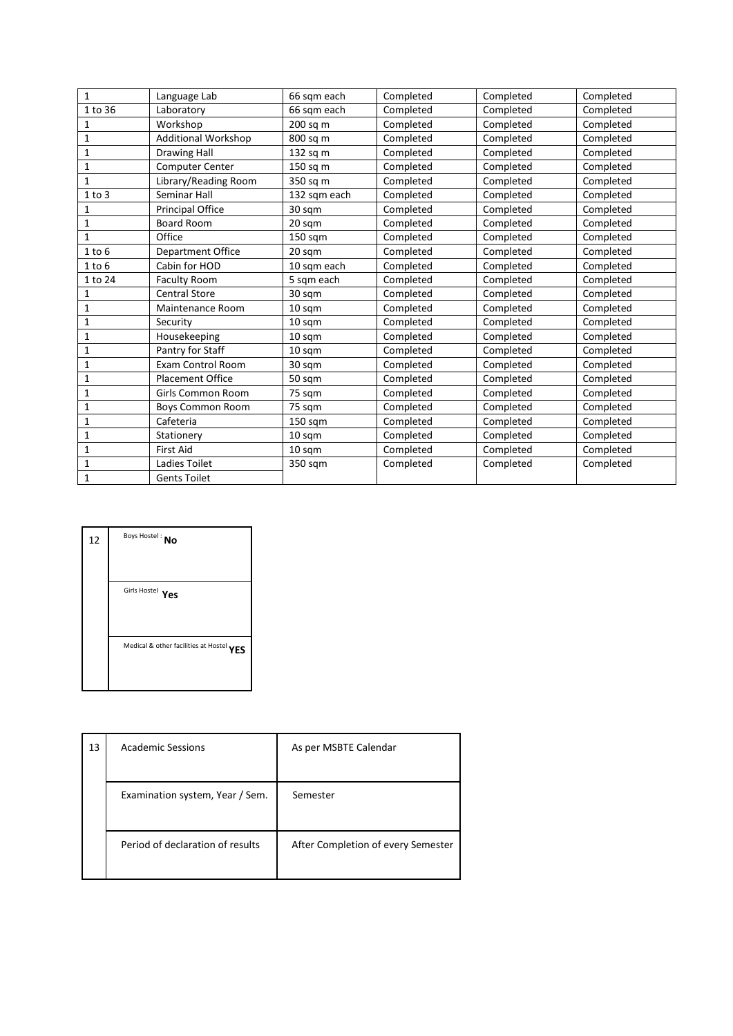| 1 | Language Lab | 66 sqm each | Completed | Completed | Completed |
|---|---|---|---|---|---|
| 1 to 36 | Laboratory | 66 sqm each | Completed | Completed | Completed |
| 1 | Workshop | 200 sq m | Completed | Completed | Completed |
| 1 | Additional Workshop | 800 sq m | Completed | Completed | Completed |
| 1 | Drawing Hall | 132 sq m | Completed | Completed | Completed |
| 1 | Computer Center | 150 sq m | Completed | Completed | Completed |
| 1 | Library/Reading Room | 350 sq m | Completed | Completed | Completed |
| 1 to 3 | Seminar Hall | 132 sqm each | Completed | Completed | Completed |
| 1 | Principal Office | 30 sqm | Completed | Completed | Completed |
| 1 | Board Room | 20 sqm | Completed | Completed | Completed |
| 1 | Office | 150 sqm | Completed | Completed | Completed |
| 1 to 6 | Department Office | 20 sqm | Completed | Completed | Completed |
| 1 to 6 | Cabin for HOD | 10 sqm each | Completed | Completed | Completed |
| 1 to 24 | Faculty Room | 5 sqm each | Completed | Completed | Completed |
| 1 | Central Store | 30 sqm | Completed | Completed | Completed |
| 1 | Maintenance Room | 10 sqm | Completed | Completed | Completed |
| 1 | Security | 10 sqm | Completed | Completed | Completed |
| 1 | Housekeeping | 10 sqm | Completed | Completed | Completed |
| 1 | Pantry for Staff | 10 sqm | Completed | Completed | Completed |
| 1 | Exam Control Room | 30 sqm | Completed | Completed | Completed |
| 1 | Placement Office | 50 sqm | Completed | Completed | Completed |
| 1 | Girls Common Room | 75 sqm | Completed | Completed | Completed |
| 1 | Boys Common Room | 75 sqm | Completed | Completed | Completed |
| 1 | Cafeteria | 150 sqm | Completed | Completed | Completed |
| 1 | Stationery | 10 sqm | Completed | Completed | Completed |
| 1 | First Aid | 10 sqm | Completed | Completed | Completed |
| 1 | Ladies Toilet | 350 sqm | Completed | Completed | Completed |
| 1 | Gents Toilet | | | | |

| 12 | Boys Hostel : **No** |
|---|---|
| | Girls Hostel **Yes** |
| | Medical & other facilities at Hostel **YES** |

| 13 | Academic Sessions | As per MSBTE Calendar |
|---|---|---|
| | Examination system, Year / Sem. | Semester |
| | Period of declaration of results | After Completion of every Semester |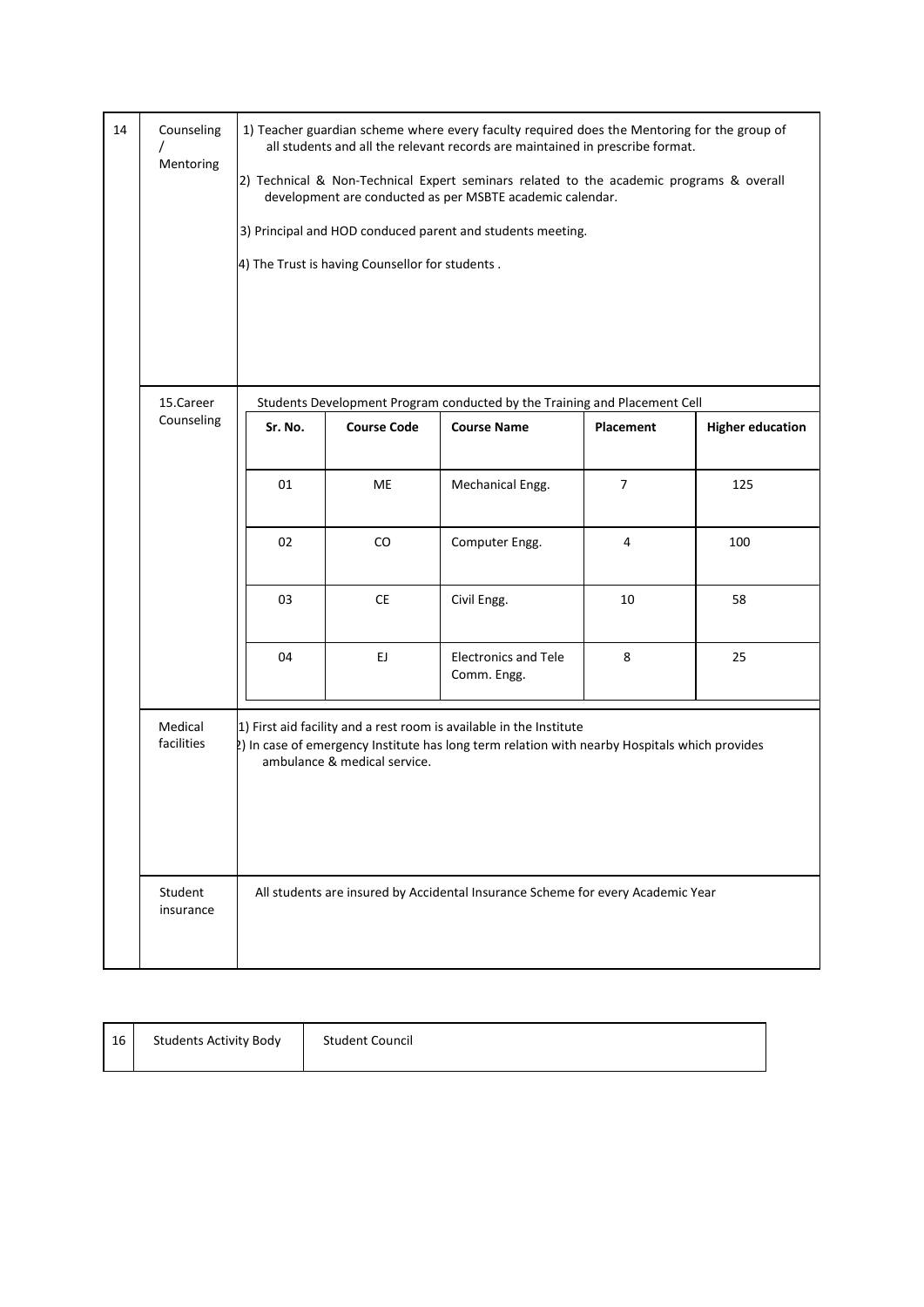| 14 | Counseling / Mentoring | 1) Teacher guardian scheme where every faculty required does the Mentoring for the group of all students and all the relevant records are maintained in prescribe format.<br>2) Technical & Non-Technical Expert seminars related to the academic programs & overall development are conducted as per MSBTE academic calendar.<br>3) Principal and HOD conduced parent and students meeting.<br>4) The Trust is having Counsellor for students . |
|---|---|---|
| | 15.Career Counseling | Students Development Program conducted by the Training and Placement Cell (see table below) |
| | Medical facilities | 1) First aid facility and a rest room is available in the Institute<br>2) In case of emergency Institute has long term relation with nearby Hospitals which provides ambulance & medical service. |
| | Student insurance | All students are insured by Accidental Insurance Scheme for every Academic Year |

Students Development Program conducted by the Training and Placement Cell

| Sr. No. | Course Code | Course Name | Placement | Higher education |
|---|---|---|---|---|
| 01 | ME | Mechanical Engg. | 7 | 125 |
| 02 | CO | Computer Engg. | 4 | 100 |
| 03 | CE | Civil Engg. | 10 | 58 |
| 04 | EJ | Electronics and Tele Comm. Engg. | 8 | 25 |

| 16 | Students Activity Body | Student Council |
|---|---|---|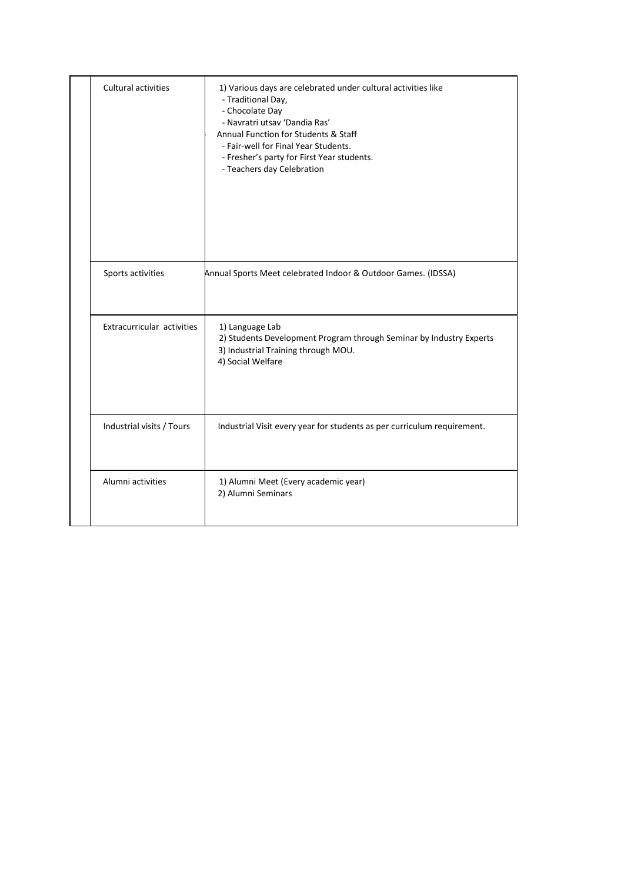| | | |
|---|---|---|
| | Cultural activities | 1) Various days are celebrated under cultural activities like<br>- Traditional Day,<br>- Chocolate Day<br>- Navratri utsav 'Dandia Ras'<br>Annual Function for Students & Staff<br>- Fair-well for Final Year Students.<br>- Fresher's party for First Year students.<br>- Teachers day Celebration |
| | Sports activities | Annual Sports Meet celebrated Indoor & Outdoor Games. (IDSSA) |
| | Extracurricular activities | 1) Language Lab<br>2) Students Development Program through Seminar by Industry Experts<br>3) Industrial Training through MOU.<br>4) Social Welfare |
| | Industrial visits / Tours | Industrial Visit every year for students as per curriculum requirement. |
| | Alumni activities | 1) Alumni Meet (Every academic year)<br>2) Alumni Seminars |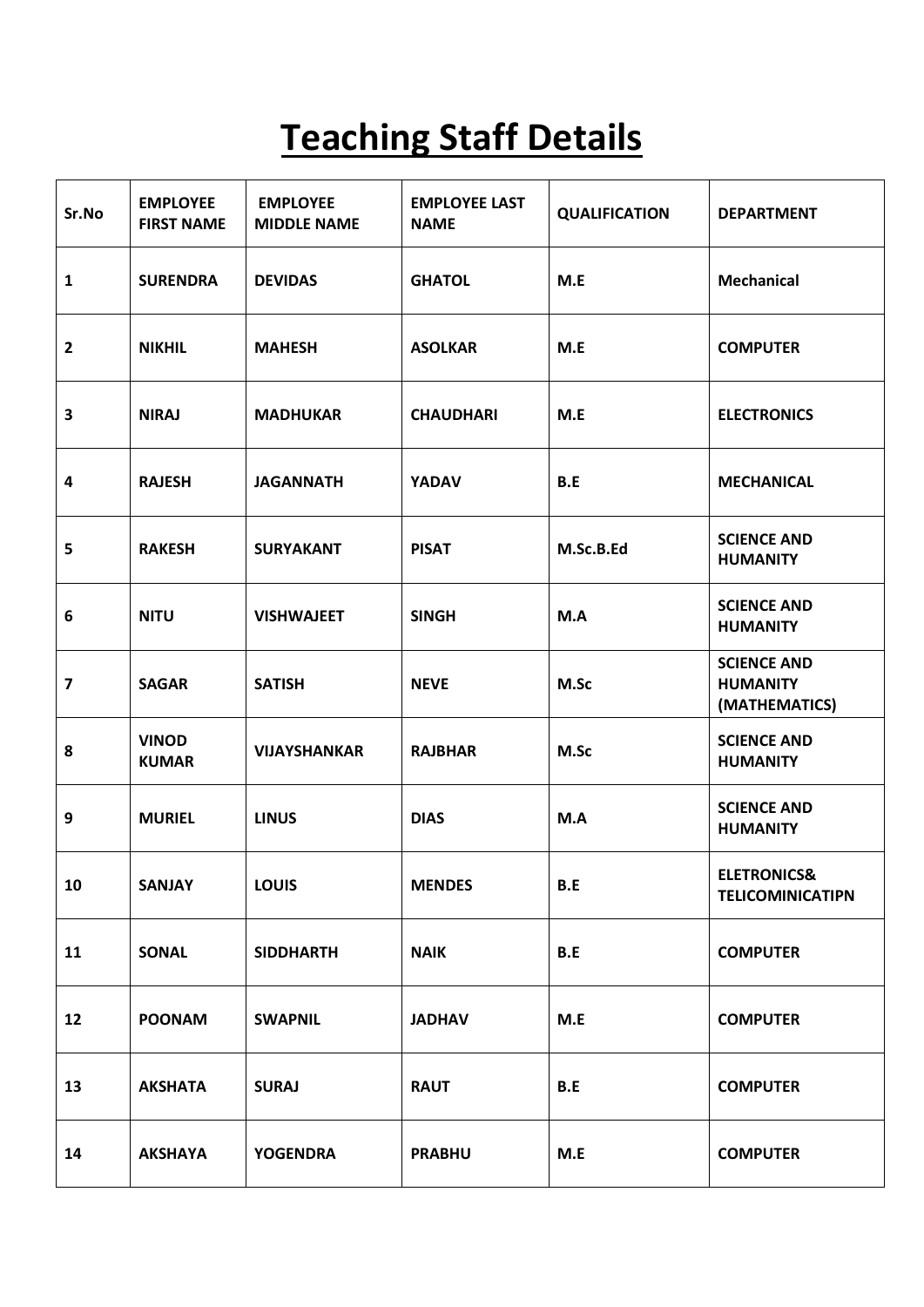# Teaching Staff Details

| Sr.No | EMPLOYEE FIRST NAME | EMPLOYEE MIDDLE NAME | EMPLOYEE LAST NAME | QUALIFICATION | DEPARTMENT |
|---|---|---|---|---|---|
| 1 | SURENDRA | DEVIDAS | GHATOL | M.E | Mechanical |
| 2 | NIKHIL | MAHESH | ASOLKAR | M.E | COMPUTER |
| 3 | NIRAJ | MADHUKAR | CHAUDHARI | M.E | ELECTRONICS |
| 4 | RAJESH | JAGANNATH | YADAV | B.E | MECHANICAL |
| 5 | RAKESH | SURYAKANT | PISAT | M.Sc.B.Ed | SCIENCE AND HUMANITY |
| 6 | NITU | VISHWAJEET | SINGH | M.A | SCIENCE AND HUMANITY |
| 7 | SAGAR | SATISH | NEVE | M.Sc | SCIENCE AND HUMANITY (MATHEMATICS) |
| 8 | VINOD KUMAR | VIJAYSHANKAR | RAJBHAR | M.Sc | SCIENCE AND HUMANITY |
| 9 | MURIEL | LINUS | DIAS | M.A | SCIENCE AND HUMANITY |
| 10 | SANJAY | LOUIS | MENDES | B.E | ELETRONICS& TELICOMINICATIPN |
| 11 | SONAL | SIDDHARTH | NAIK | B.E | COMPUTER |
| 12 | POONAM | SWAPNIL | JADHAV | M.E | COMPUTER |
| 13 | AKSHATA | SURAJ | RAUT | B.E | COMPUTER |
| 14 | AKSHAYA | YOGENDRA | PRABHU | M.E | COMPUTER |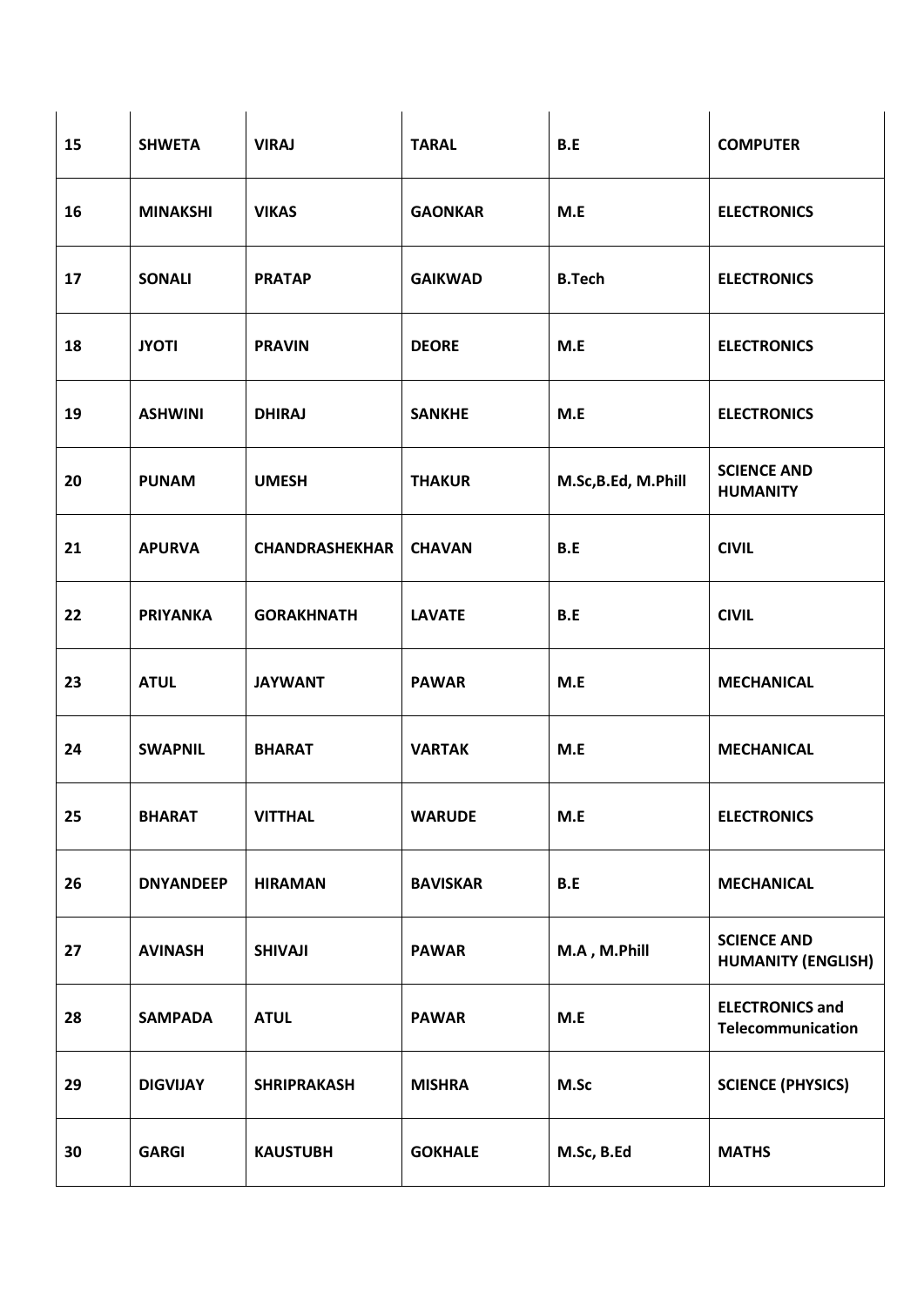| | | | | | |
|---|---|---|---|---|---|
| **15** | **SHWETA** | **VIRAJ** | **TARAL** | **B.E** | **COMPUTER** |
| **16** | **MINAKSHI** | **VIKAS** | **GAONKAR** | **M.E** | **ELECTRONICS** |
| **17** | **SONALI** | **PRATAP** | **GAIKWAD** | **B.Tech** | **ELECTRONICS** |
| **18** | **JYOTI** | **PRAVIN** | **DEORE** | **M.E** | **ELECTRONICS** |
| **19** | **ASHWINI** | **DHIRAJ** | **SANKHE** | **M.E** | **ELECTRONICS** |
| **20** | **PUNAM** | **UMESH** | **THAKUR** | **M.Sc,B.Ed, M.Phill** | **SCIENCE AND HUMANITY** |
| **21** | **APURVA** | **CHANDRASHEKHAR** | **CHAVAN** | **B.E** | **CIVIL** |
| **22** | **PRIYANKA** | **GORAKHNATH** | **LAVATE** | **B.E** | **CIVIL** |
| **23** | **ATUL** | **JAYWANT** | **PAWAR** | **M.E** | **MECHANICAL** |
| **24** | **SWAPNIL** | **BHARAT** | **VARTAK** | **M.E** | **MECHANICAL** |
| **25** | **BHARAT** | **VITTHAL** | **WARUDE** | **M.E** | **ELECTRONICS** |
| **26** | **DNYANDEEP** | **HIRAMAN** | **BAVISKAR** | **B.E** | **MECHANICAL** |
| **27** | **AVINASH** | **SHIVAJI** | **PAWAR** | **M.A , M.Phill** | **SCIENCE AND HUMANITY (ENGLISH)** |
| **28** | **SAMPADA** | **ATUL** | **PAWAR** | **M.E** | **ELECTRONICS and Telecommunication** |
| **29** | **DIGVIJAY** | **SHRIPRAKASH** | **MISHRA** | **M.Sc** | **SCIENCE (PHYSICS)** |
| **30** | **GARGI** | **KAUSTUBH** | **GOKHALE** | **M.Sc, B.Ed** | **MATHS** |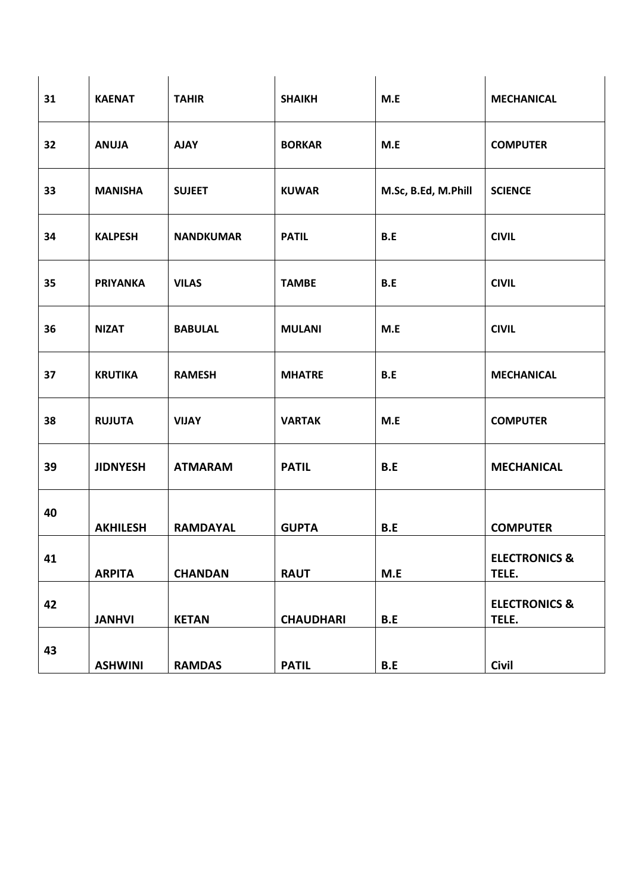| | | | | | |
|---|---|---|---|---|---|
| 31 | **KAENAT** | **TAHIR** | **SHAIKH** | **M.E** | **MECHANICAL** |
| 32 | **ANUJA** | **AJAY** | **BORKAR** | **M.E** | **COMPUTER** |
| 33 | **MANISHA** | **SUJEET** | **KUWAR** | **M.Sc, B.Ed, M.Phill** | **SCIENCE** |
| 34 | **KALPESH** | **NANDKUMAR** | **PATIL** | **B.E** | **CIVIL** |
| 35 | **PRIYANKA** | **VILAS** | **TAMBE** | **B.E** | **CIVIL** |
| 36 | **NIZAT** | **BABULAL** | **MULANI** | **M.E** | **CIVIL** |
| 37 | **KRUTIKA** | **RAMESH** | **MHATRE** | **B.E** | **MECHANICAL** |
| 38 | **RUJUTA** | **VIJAY** | **VARTAK** | **M.E** | **COMPUTER** |
| 39 | **JIDNYESH** | **ATMARAM** | **PATIL** | **B.E** | **MECHANICAL** |
| 40 | **AKHILESH** | **RAMDAYAL** | **GUPTA** | **B.E** | **COMPUTER** |
| 41 | **ARPITA** | **CHANDAN** | **RAUT** | **M.E** | **ELECTRONICS & TELE.** |
| 42 | **JANHVI** | **KETAN** | **CHAUDHARI** | **B.E** | **ELECTRONICS & TELE.** |
| 43 | **ASHWINI** | **RAMDAS** | **PATIL** | **B.E** | **Civil** |